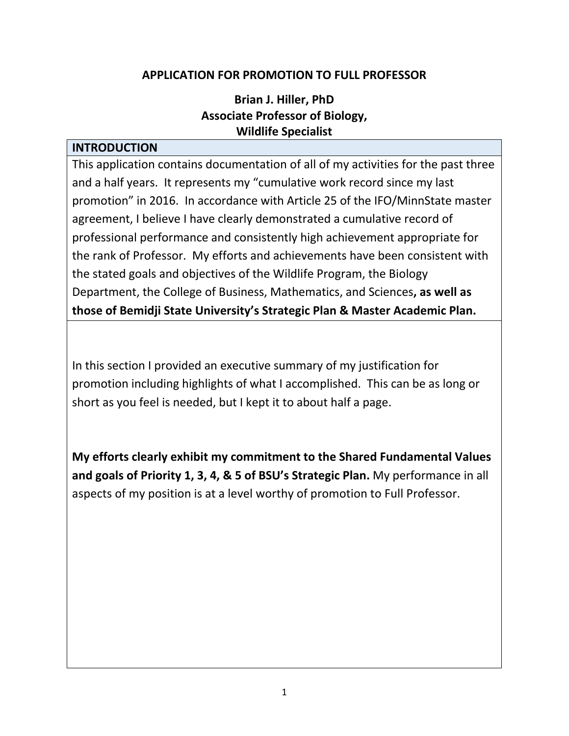**APPLICATION FOR PROMOTION TO FULL PROFESSOR**

**Brian J. Hiller, PhD**
**Associate Professor of Biology,**
**Wildlife Specialist**

## INTRODUCTION

This application contains documentation of all of my activities for the past three and a half years. It represents my "cumulative work record since my last promotion" in 2016. In accordance with Article 25 of the IFO/MinnState master agreement, I believe I have clearly demonstrated a cumulative record of professional performance and consistently high achievement appropriate for the rank of Professor. My efforts and achievements have been consistent with the stated goals and objectives of the Wildlife Program, the Biology Department, the College of Business, Mathematics, and Sciences**, as well as those of Bemidji State University's Strategic Plan & Master Academic Plan.**

In this section I provided an executive summary of my justification for promotion including highlights of what I accomplished. This can be as long or short as you feel is needed, but I kept it to about half a page.

**My efforts clearly exhibit my commitment to the Shared Fundamental Values and goals of Priority 1, 3, 4, & 5 of BSU's Strategic Plan.** My performance in all aspects of my position is at a level worthy of promotion to Full Professor.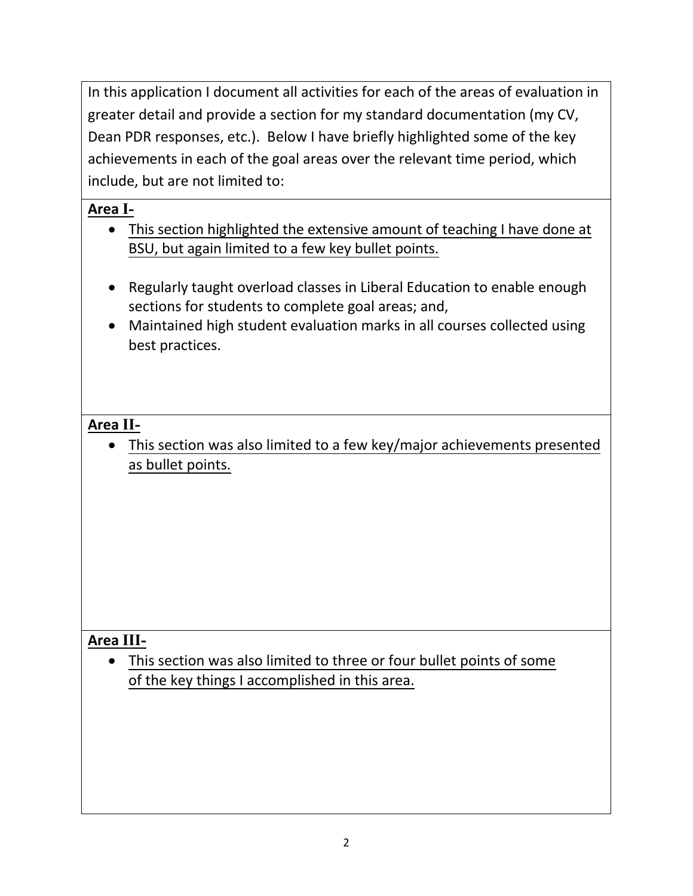In this application I document all activities for each of the areas of evaluation in greater detail and provide a section for my standard documentation (my CV, Dean PDR responses, etc.). Below I have briefly highlighted some of the key achievements in each of the goal areas over the relevant time period, which include, but are not limited to:

**Area I-**

- This section highlighted the extensive amount of teaching I have done at BSU, but again limited to a few key bullet points.

- Regularly taught overload classes in Liberal Education to enable enough sections for students to complete goal areas; and,
- Maintained high student evaluation marks in all courses collected using best practices.

**Area II-**

- This section was also limited to a few key/major achievements presented as bullet points.

**Area III-**

- This section was also limited to three or four bullet points of some of the key things I accomplished in this area.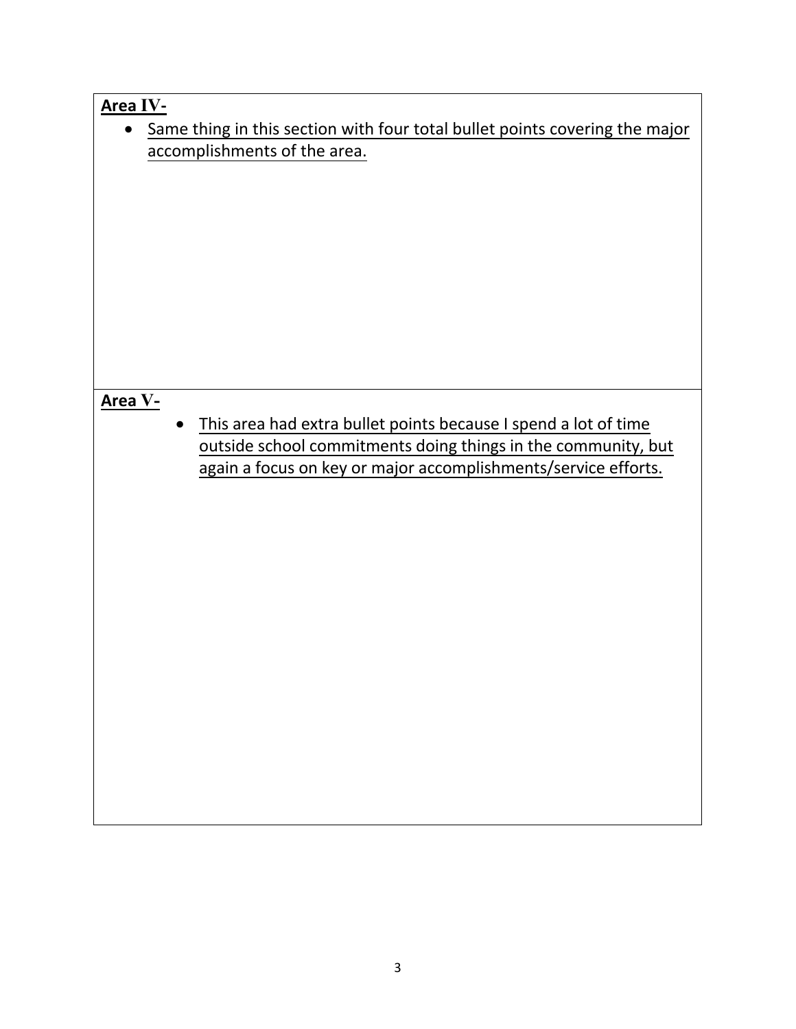**<u>Area IV-</u>**

- <u>Same thing in this section with four total bullet points covering the major accomplishments of the area.</u>

**<u>Area V-</u>**

- <u>This area had extra bullet points because I spend a lot of time outside school commitments doing things in the community, but again a focus on key or major accomplishments/service efforts.</u>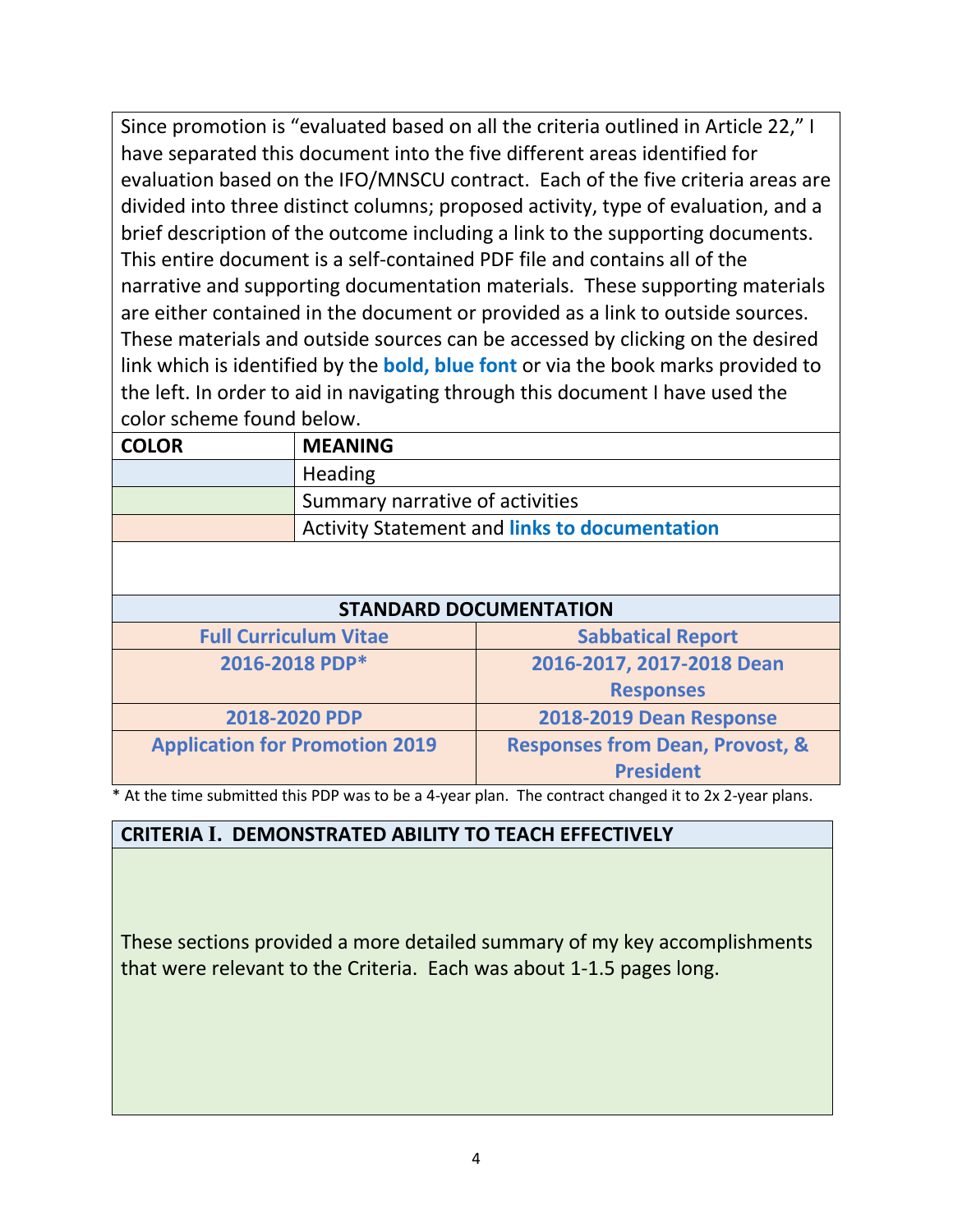Since promotion is "evaluated based on all the criteria outlined in Article 22," I have separated this document into the five different areas identified for evaluation based on the IFO/MNSCU contract. Each of the five criteria areas are divided into three distinct columns; proposed activity, type of evaluation, and a brief description of the outcome including a link to the supporting documents. This entire document is a self-contained PDF file and contains all of the narrative and supporting documentation materials. These supporting materials are either contained in the document or provided as a link to outside sources. These materials and outside sources can be accessed by clicking on the desired link which is identified by the **bold, blue font** or via the book marks provided to the left. In order to aid in navigating through this document I have used the color scheme found below.

| COLOR | MEANING |
|---|---|
| | Heading |
| | Summary narrative of activities |
| | Activity Statement and **links to documentation** |

| STANDARD DOCUMENTATION | |
|---|---|
| **Full Curriculum Vitae** | **Sabbatical Report** |
| **2016-2018 PDP*** | **2016-2017, 2017-2018 Dean Responses** |
| **2018-2020 PDP** | **2018-2019 Dean Response** |
| **Application for Promotion 2019** | **Responses from Dean, Provost, & President** |

* At the time submitted this PDP was to be a 4-year plan. The contract changed it to 2x 2-year plans.

## CRITERIA I. DEMONSTRATED ABILITY TO TEACH EFFECTIVELY

These sections provided a more detailed summary of my key accomplishments that were relevant to the Criteria. Each was about 1-1.5 pages long.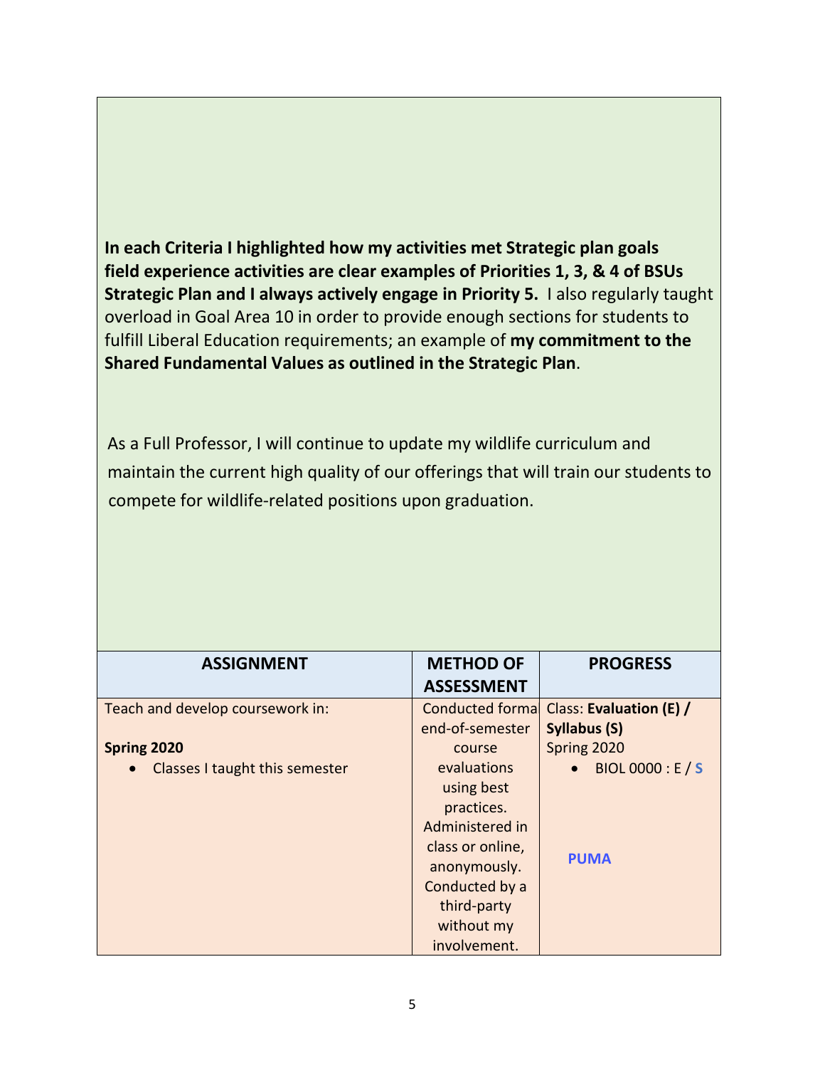**In each Criteria I highlighted how my activities met Strategic plan goals field experience activities are clear examples of Priorities 1, 3, & 4 of BSUs Strategic Plan and I always actively engage in Priority 5.** I also regularly taught overload in Goal Area 10 in order to provide enough sections for students to fulfill Liberal Education requirements; an example of **my commitment to the Shared Fundamental Values as outlined in the Strategic Plan**.

As a Full Professor, I will continue to update my wildlife curriculum and maintain the current high quality of our offerings that will train our students to compete for wildlife-related positions upon graduation.

| ASSIGNMENT | METHOD OF ASSESSMENT | PROGRESS |
|---|---|---|
| Teach and develop coursework in:<br><br>**Spring 2020**<br>• Classes I taught this semester | Conducted formal end-of-semester course evaluations using best practices. Administered in class or online, anonymously. Conducted by a third-party without my involvement. | Class: **Evaluation (E) / Syllabus (S)**<br>Spring 2020<br>• BIOL 0000 : E / **S**<br><br>**PUMA** |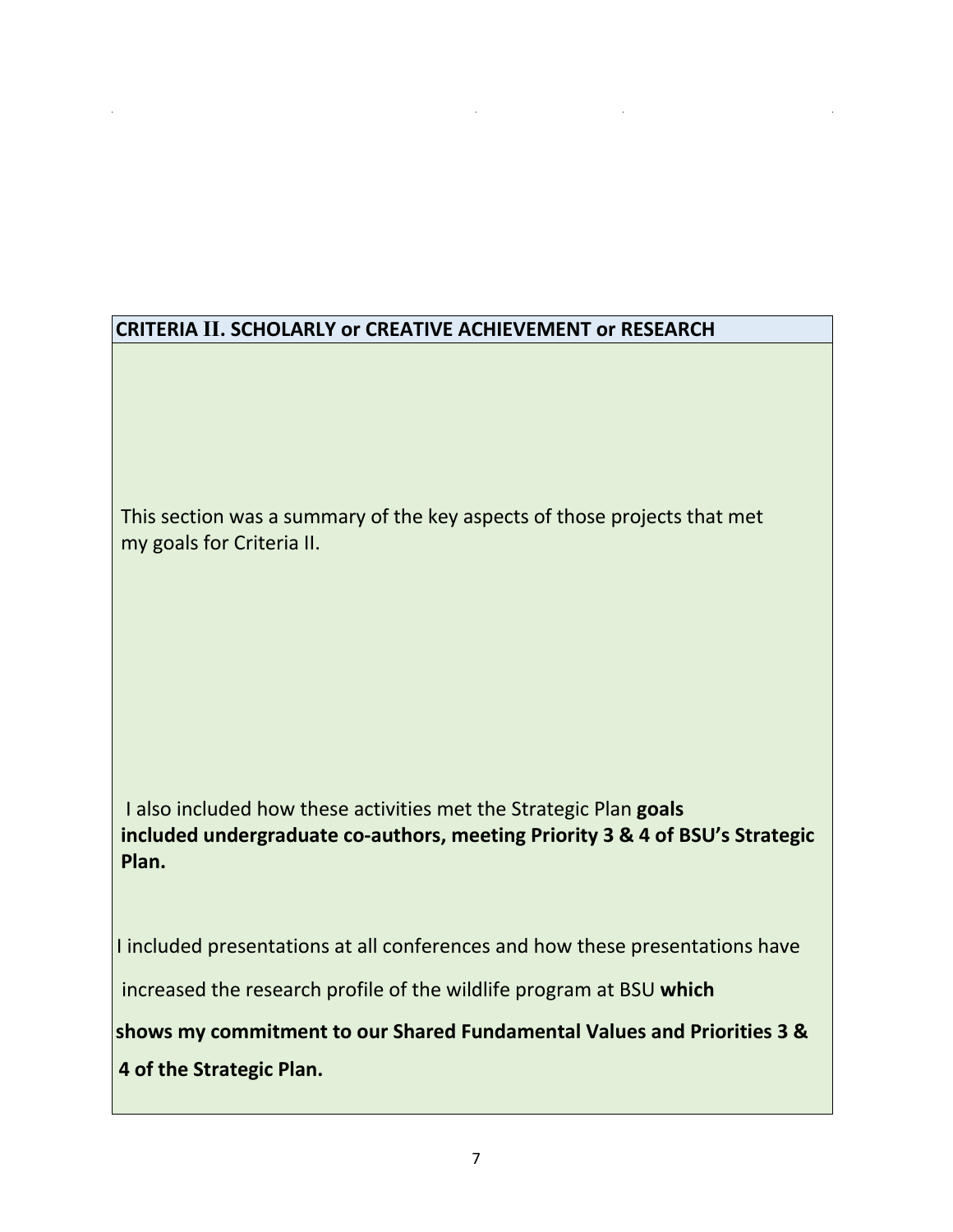## CRITERIA II. SCHOLARLY or CREATIVE ACHIEVEMENT or RESEARCH

This section was a summary of the key aspects of those projects that met my goals for Criteria II.

I also included how these activities met the Strategic Plan **goals included undergraduate co-authors, meeting Priority 3 & 4 of BSU's Strategic Plan.**

I included presentations at all conferences and how these presentations have increased the research profile of the wildlife program at BSU **which shows my commitment to our Shared Fundamental Values and Priorities 3 & 4 of the Strategic Plan.**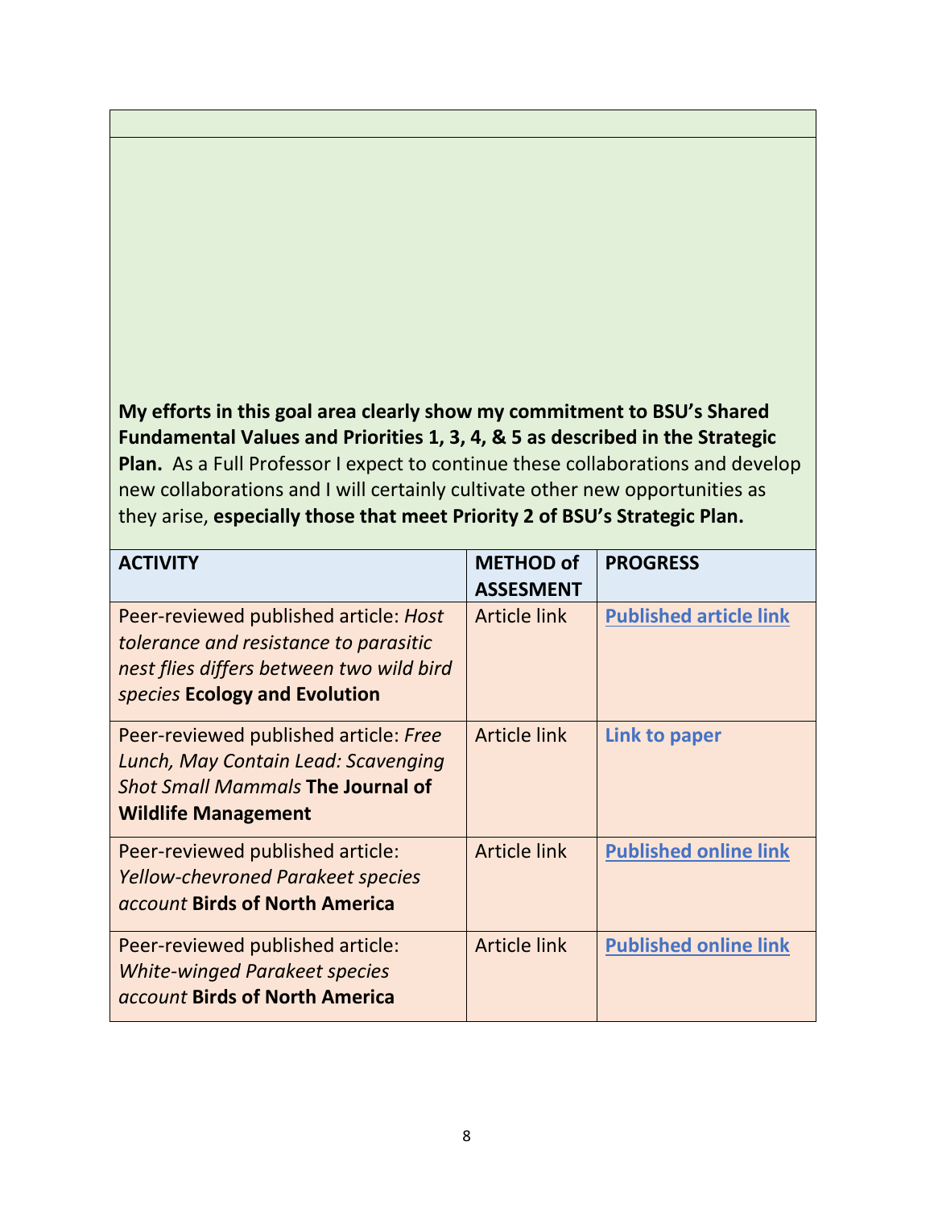**My efforts in this goal area clearly show my commitment to BSU's Shared Fundamental Values and Priorities 1, 3, 4, & 5 as described in the Strategic Plan.** As a Full Professor I expect to continue these collaborations and develop new collaborations and I will certainly cultivate other new opportunities as they arise, **especially those that meet Priority 2 of BSU's Strategic Plan.**

| **ACTIVITY** | **METHOD of ASSESMENT** | **PROGRESS** |
|---|---|---|
| Peer-reviewed published article: *Host tolerance and resistance to parasitic nest flies differs between two wild bird species* **Ecology and Evolution** | Article link | **Published article link** |
| Peer-reviewed published article: *Free Lunch, May Contain Lead: Scavenging Shot Small Mammals* **The Journal of Wildlife Management** | Article link | **Link to paper** |
| Peer-reviewed published article: *Yellow-chevroned Parakeet species account* **Birds of North America** | Article link | **Published online link** |
| Peer-reviewed published article: *White-winged Parakeet species account* **Birds of North America** | Article link | **Published online link** |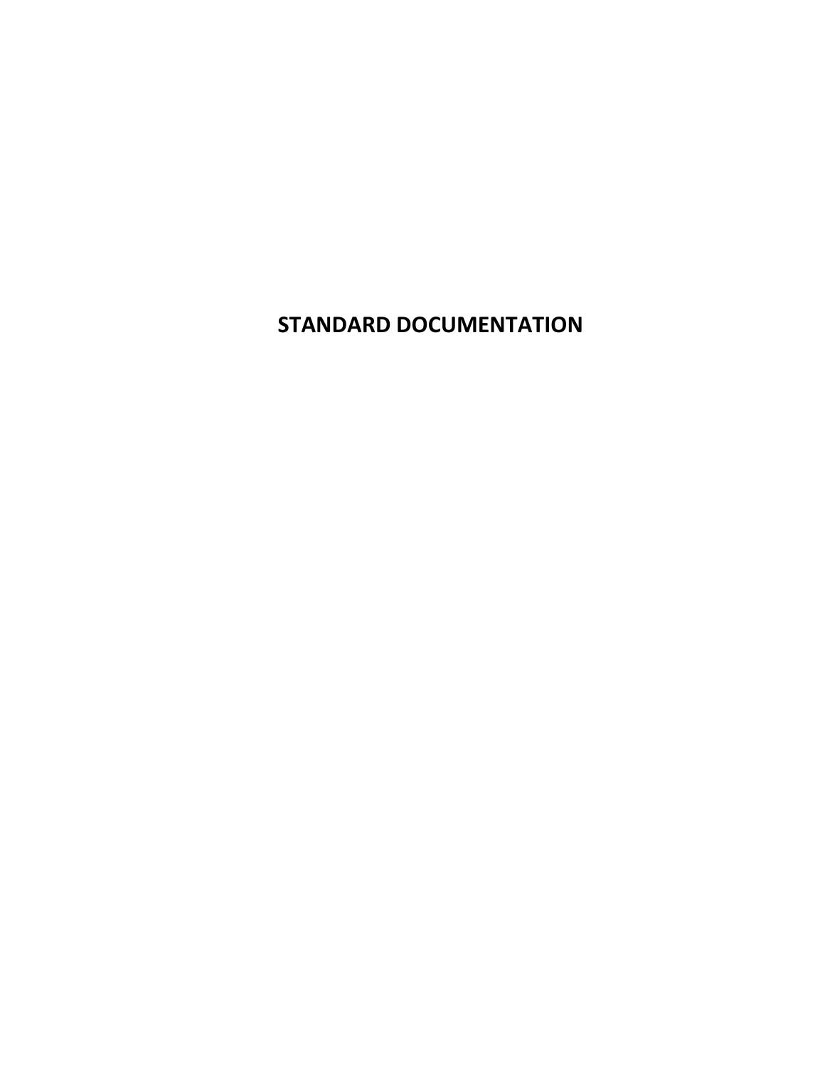# STANDARD DOCUMENTATION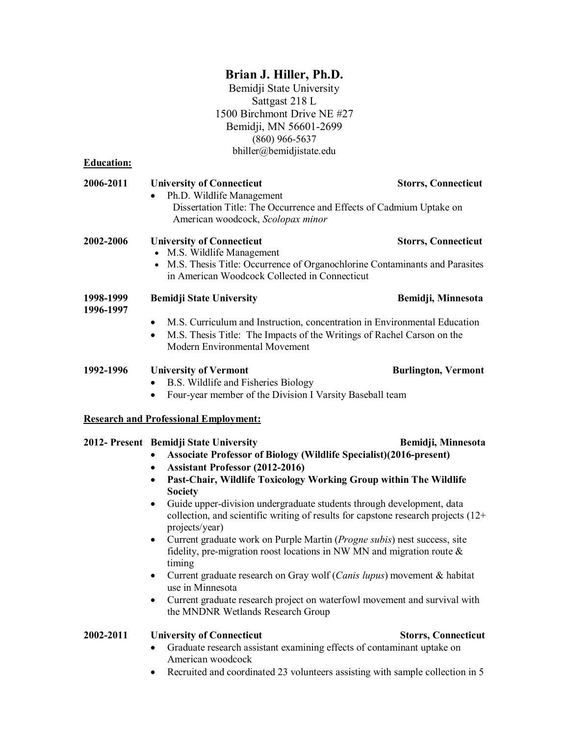# Brian J. Hiller, Ph.D.

Bemidji State University
Sattgast 218 L
1500 Birchmont Drive NE #27
Bemidji, MN 56601-2699
(860) 966-5637
bhiller@bemidjistate.edu

## Education:

**2006-2011** **University of Connecticut** **Storrs, Connecticut**

- Ph.D. Wildlife Management
  Dissertation Title: The Occurrence and Effects of Cadmium Uptake on American woodcock, *Scolopax minor*

**2002-2006** **University of Connecticut** **Storrs, Connecticut**

- M.S. Wildlife Management
- M.S. Thesis Title: Occurrence of Organochlorine Contaminants and Parasites in American Woodcock Collected in Connecticut

**1998-1999**
**1996-1997** **Bemidji State University** **Bemidji, Minnesota**

- M.S. Curriculum and Instruction, concentration in Environmental Education
- M.S. Thesis Title: The Impacts of the Writings of Rachel Carson on the Modern Environmental Movement

**1992-1996** **University of Vermont** **Burlington, Vermont**

- B.S. Wildlife and Fisheries Biology
- Four-year member of the Division I Varsity Baseball team

## Research and Professional Employment:

**2012- Present** **Bemidji State University** **Bemidji, Minnesota**

- **Associate Professor of Biology (Wildlife Specialist)(2016-present)**
- **Assistant Professor (2012-2016)**
- **Past-Chair, Wildlife Toxicology Working Group within The Wildlife Society**
- Guide upper-division undergraduate students through development, data collection, and scientific writing of results for capstone research projects (12+ projects/year)
- Current graduate work on Purple Martin (*Progne subis*) nest success, site fidelity, pre-migration roost locations in NW MN and migration route & timing
- Current graduate research on Gray wolf (*Canis lupus*) movement & habitat use in Minnesota
- Current graduate research project on waterfowl movement and survival with the MNDNR Wetlands Research Group

**2002-2011** **University of Connecticut** **Storrs, Connecticut**

- Graduate research assistant examining effects of contaminant uptake on American woodcock
- Recruited and coordinated 23 volunteers assisting with sample collection in 5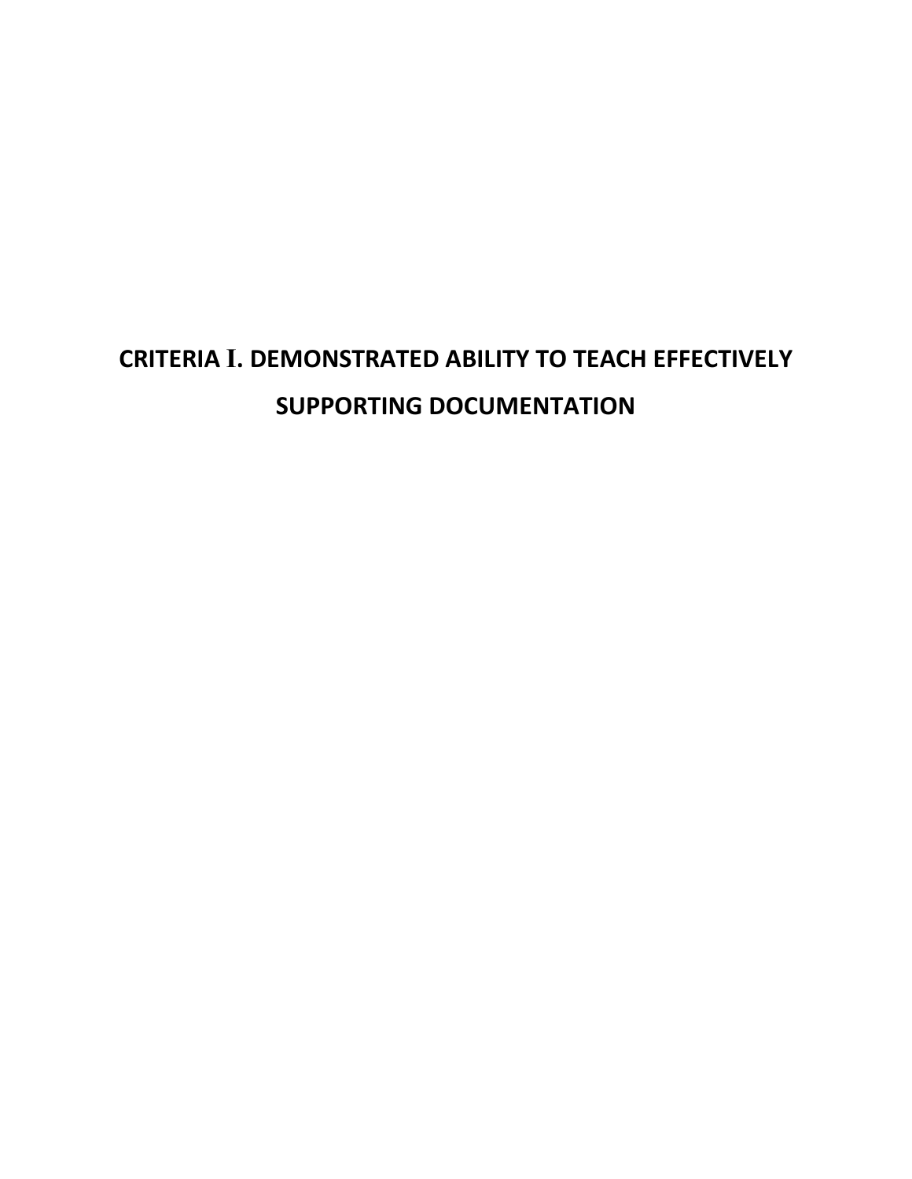# CRITERIA I. DEMONSTRATED ABILITY TO TEACH EFFECTIVELY SUPPORTING DOCUMENTATION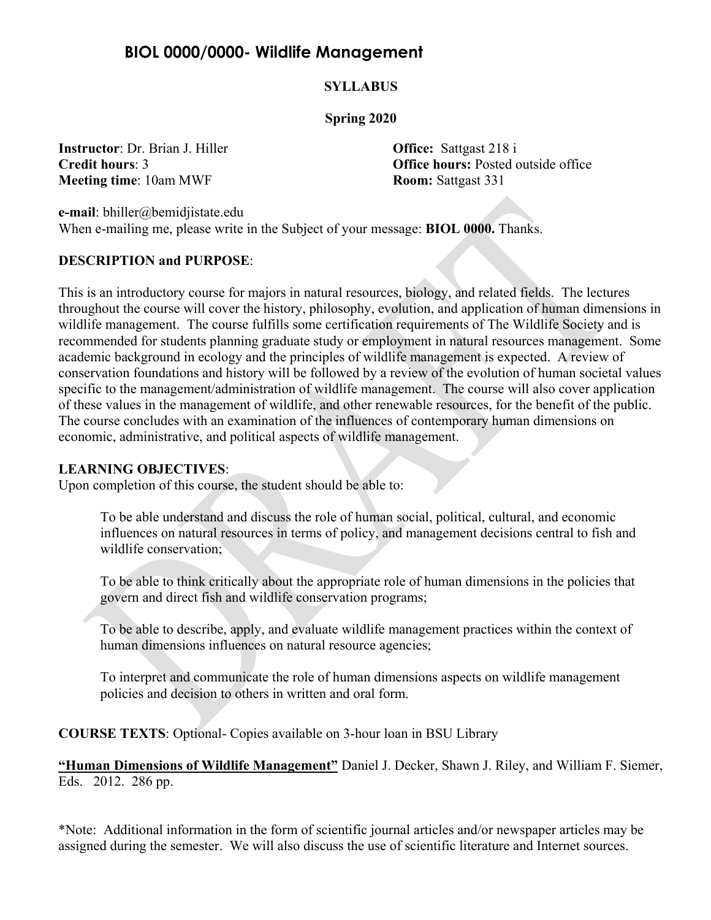# BIOL 0000/0000- Wildlife Management

**SYLLABUS**

**Spring 2020**

**Instructor**: Dr. Brian J. Hiller
**Credit hours**: 3
**Meeting time**: 10am MWF

**Office:** Sattgast 218 i
**Office hours:** Posted outside office
**Room:** Sattgast 331

**e-mail**: bhiller@bemidjistate.edu
When e-mailing me, please write in the Subject of your message: **BIOL 0000.** Thanks.

**DESCRIPTION and PURPOSE**:

This is an introductory course for majors in natural resources, biology, and related fields. The lectures throughout the course will cover the history, philosophy, evolution, and application of human dimensions in wildlife management. The course fulfills some certification requirements of The Wildlife Society and is recommended for students planning graduate study or employment in natural resources management. Some academic background in ecology and the principles of wildlife management is expected. A review of conservation foundations and history will be followed by a review of the evolution of human societal values specific to the management/administration of wildlife management. The course will also cover application of these values in the management of wildlife, and other renewable resources, for the benefit of the public. The course concludes with an examination of the influences of contemporary human dimensions on economic, administrative, and political aspects of wildlife management.

**LEARNING OBJECTIVES**:
Upon completion of this course, the student should be able to:

To be able understand and discuss the role of human social, political, cultural, and economic influences on natural resources in terms of policy, and management decisions central to fish and wildlife conservation;

To be able to think critically about the appropriate role of human dimensions in the policies that govern and direct fish and wildlife conservation programs;

To be able to describe, apply, and evaluate wildlife management practices within the context of human dimensions influences on natural resource agencies;

To interpret and communicate the role of human dimensions aspects on wildlife management policies and decision to others in written and oral form.

**COURSE TEXTS**: Optional- Copies available on 3-hour loan in BSU Library

**"Human Dimensions of Wildlife Management"** Daniel J. Decker, Shawn J. Riley, and William F. Siemer, Eds. 2012. 286 pp.

*Note: Additional information in the form of scientific journal articles and/or newspaper articles may be assigned during the semester. We will also discuss the use of scientific literature and Internet sources.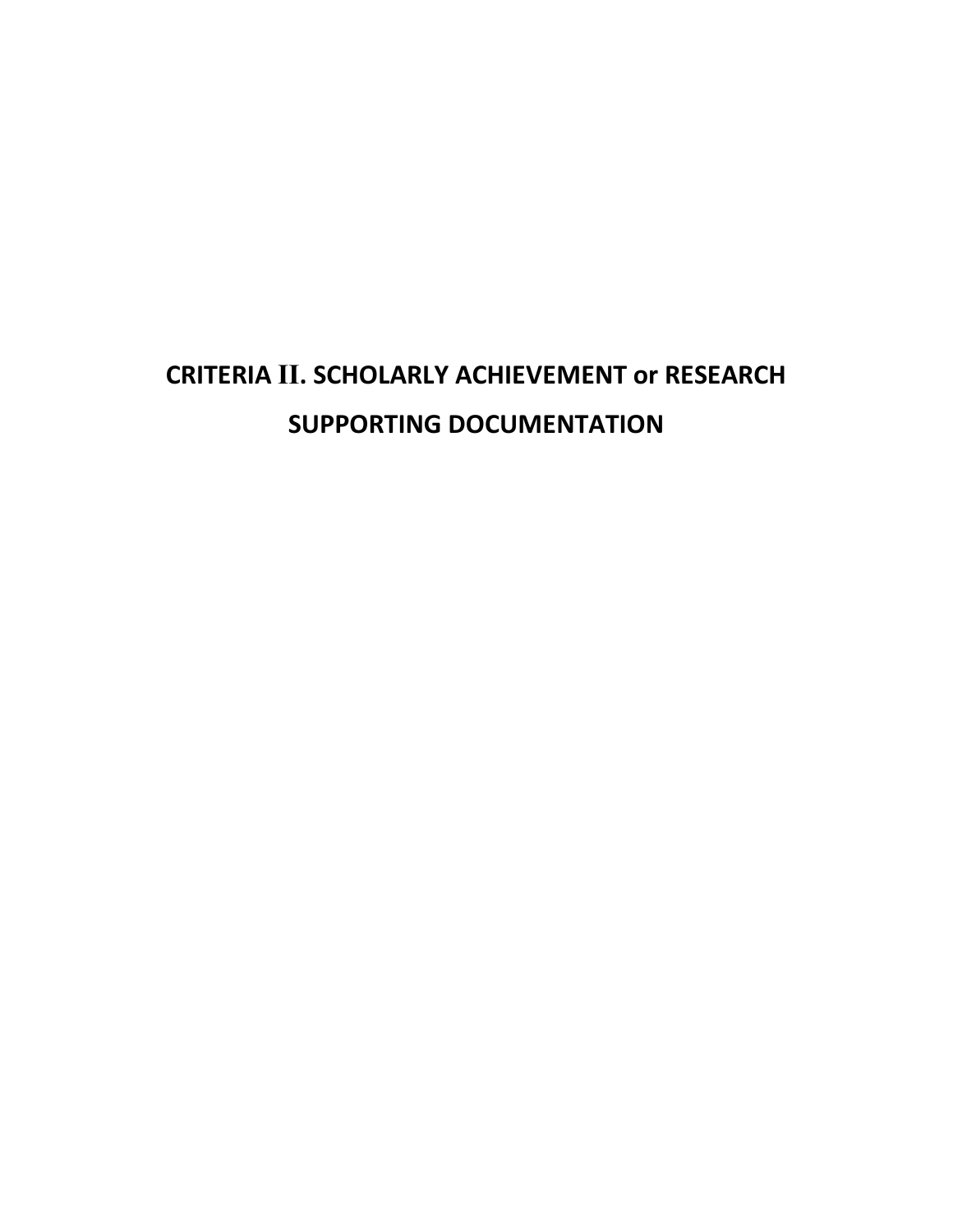# CRITERIA II. SCHOLARLY ACHIEVEMENT or RESEARCH SUPPORTING DOCUMENTATION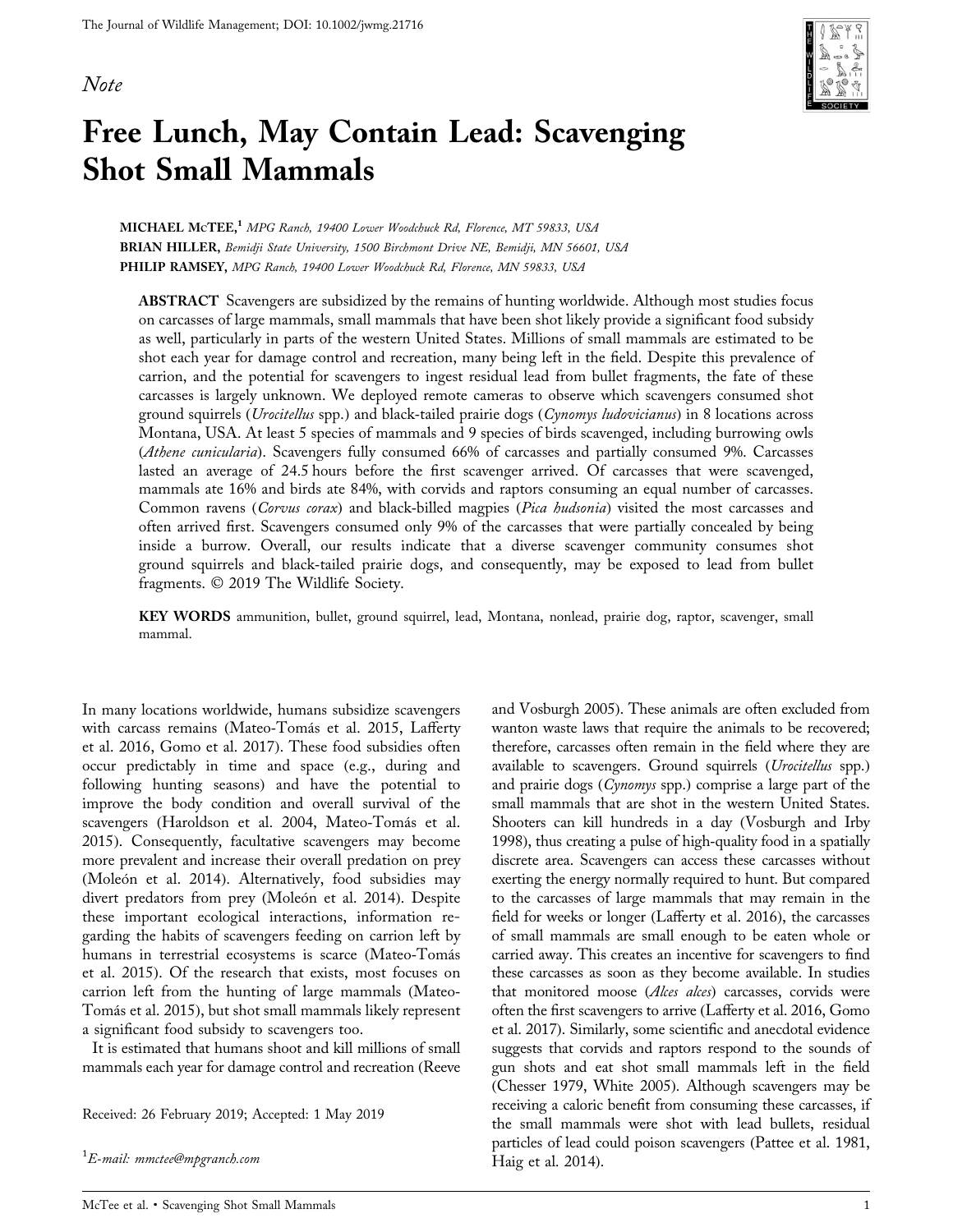*Note*

# Free Lunch, May Contain Lead: Scavenging Shot Small Mammals

**MICHAEL McTEE**,[1] *MPG Ranch, 19400 Lower Woodchuck Rd, Florence, MT 59833, USA*

**BRIAN HILLER**, *Bemidji State University, 1500 Birchmont Drive NE, Bemidji, MN 56601, USA*

**PHILIP RAMSEY**, *MPG Ranch, 19400 Lower Woodchuck Rd, Florence, MN 59833, USA*

**ABSTRACT** Scavengers are subsidized by the remains of hunting worldwide. Although most studies focus on carcasses of large mammals, small mammals that have been shot likely provide a significant food subsidy as well, particularly in parts of the western United States. Millions of small mammals are estimated to be shot each year for damage control and recreation, many being left in the field. Despite this prevalence of carrion, and the potential for scavengers to ingest residual lead from bullet fragments, the fate of these carcasses is largely unknown. We deployed remote cameras to observe which scavengers consumed shot ground squirrels (*Urocitellus* spp.) and black-tailed prairie dogs (*Cynomys ludovicianus*) in 8 locations across Montana, USA. At least 5 species of mammals and 9 species of birds scavenged, including burrowing owls (*Athene cunicularia*). Scavengers fully consumed 66% of carcasses and partially consumed 9%. Carcasses lasted an average of 24.5 hours before the first scavenger arrived. Of carcasses that were scavenged, mammals ate 16% and birds ate 84%, with corvids and raptors consuming an equal number of carcasses. Common ravens (*Corvus corax*) and black-billed magpies (*Pica hudsonia*) visited the most carcasses and often arrived first. Scavengers consumed only 9% of the carcasses that were partially concealed by being inside a burrow. Overall, our results indicate that a diverse scavenger community consumes shot ground squirrels and black-tailed prairie dogs, and consequently, may be exposed to lead from bullet fragments. © 2019 The Wildlife Society.

**KEY WORDS** ammunition, bullet, ground squirrel, lead, Montana, nonlead, prairie dog, raptor, scavenger, small mammal.

In many locations worldwide, humans subsidize scavengers with carcass remains (Mateo-Tomás et al. 2015, Lafferty et al. 2016, Gomo et al. 2017). These food subsidies often occur predictably in time and space (e.g., during and following hunting seasons) and have the potential to improve the body condition and overall survival of the scavengers (Haroldson et al. 2004, Mateo-Tomás et al. 2015). Consequently, facultative scavengers may become more prevalent and increase their overall predation on prey (Moleón et al. 2014). Alternatively, food subsidies may divert predators from prey (Moleón et al. 2014). Despite these important ecological interactions, information regarding the habits of scavengers feeding on carrion left by humans in terrestrial ecosystems is scarce (Mateo-Tomás et al. 2015). Of the research that exists, most focuses on carrion left from the hunting of large mammals (Mateo-Tomás et al. 2015), but shot small mammals likely represent a significant food subsidy to scavengers too.

It is estimated that humans shoot and kill millions of small mammals each year for damage control and recreation (Reeve and Vosburgh 2005). These animals are often excluded from wanton waste laws that require the animals to be recovered; therefore, carcasses often remain in the field where they are available to scavengers. Ground squirrels (*Urocitellus* spp.) and prairie dogs (*Cynomys* spp.) comprise a large part of the small mammals that are shot in the western United States. Shooters can kill hundreds in a day (Vosburgh and Irby 1998), thus creating a pulse of high-quality food in a spatially discrete area. Scavengers can access these carcasses without exerting the energy normally required to hunt. But compared to the carcasses of large mammals that may remain in the field for weeks or longer (Lafferty et al. 2016), the carcasses of small mammals are small enough to be eaten whole or carried away. This creates an incentive for scavengers to find these carcasses as soon as they become available. In studies that monitored moose (*Alces alces*) carcasses, corvids were often the first scavengers to arrive (Lafferty et al. 2016, Gomo et al. 2017). Similarly, some scientific and anecdotal evidence suggests that corvids and raptors respond to the sounds of gun shots and eat shot small mammals left in the field (Chesser 1979, White 2005). Although scavengers may be receiving a caloric benefit from consuming these carcasses, if the small mammals were shot with lead bullets, residual particles of lead could poison scavengers (Pattee et al. 1981, Haig et al. 2014).

Received: 26 February 2019; Accepted: 1 May 2019

[1]*E-mail: mmctee@mpgranch.com*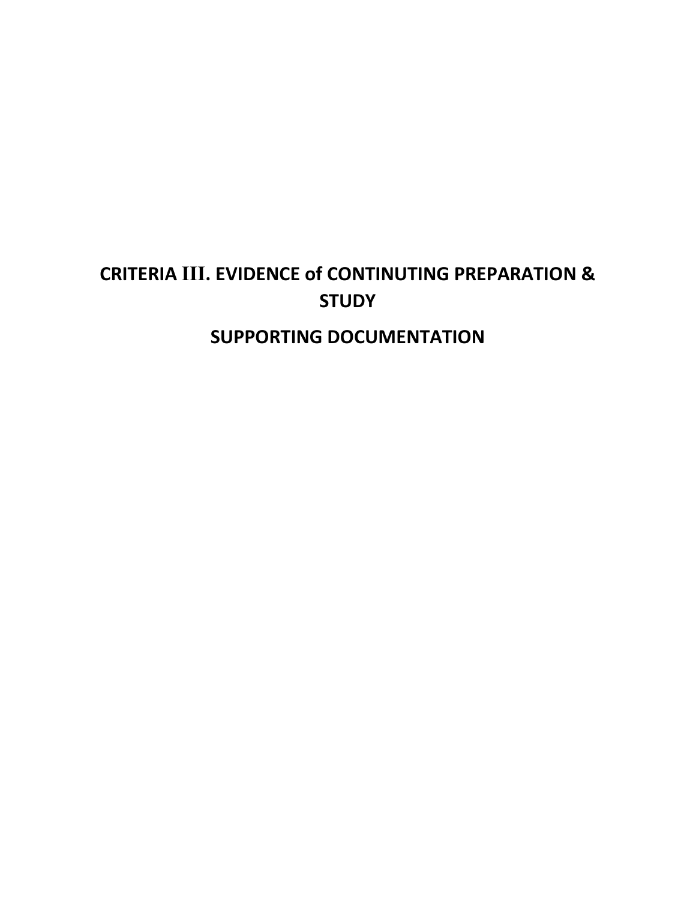# CRITERIA III. EVIDENCE of CONTINUTING PREPARATION & STUDY

## SUPPORTING DOCUMENTATION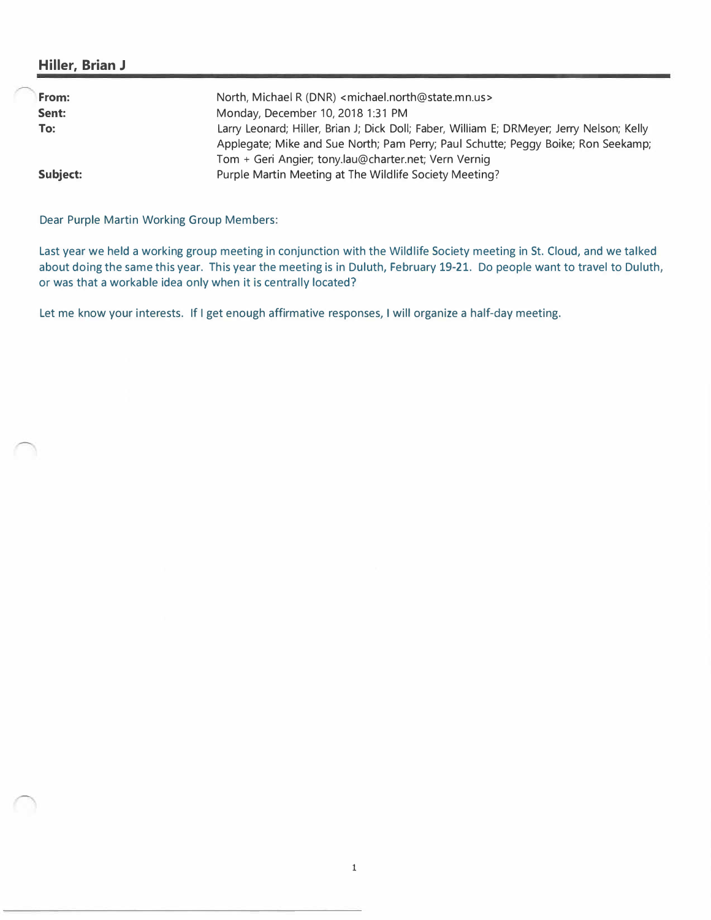## Hiller, Brian J

**From:** North, Michael R (DNR) <michael.north@state.mn.us>
**Sent:** Monday, December 10, 2018 1:31 PM
**To:** Larry Leonard; Hiller, Brian J; Dick Doll; Faber, William E; DRMeyer; Jerry Nelson; Kelly Applegate; Mike and Sue North; Pam Perry; Paul Schutte; Peggy Boike; Ron Seekamp; Tom + Geri Angier; tony.lau@charter.net; Vern Vernig
**Subject:** Purple Martin Meeting at The Wildlife Society Meeting?

Dear Purple Martin Working Group Members:

Last year we held a working group meeting in conjunction with the Wildlife Society meeting in St. Cloud, and we talked about doing the same this year. This year the meeting is in Duluth, February 19-21. Do people want to travel to Duluth, or was that a workable idea only when it is centrally located?

Let me know your interests. If I get enough affirmative responses, I will organize a half-day meeting.